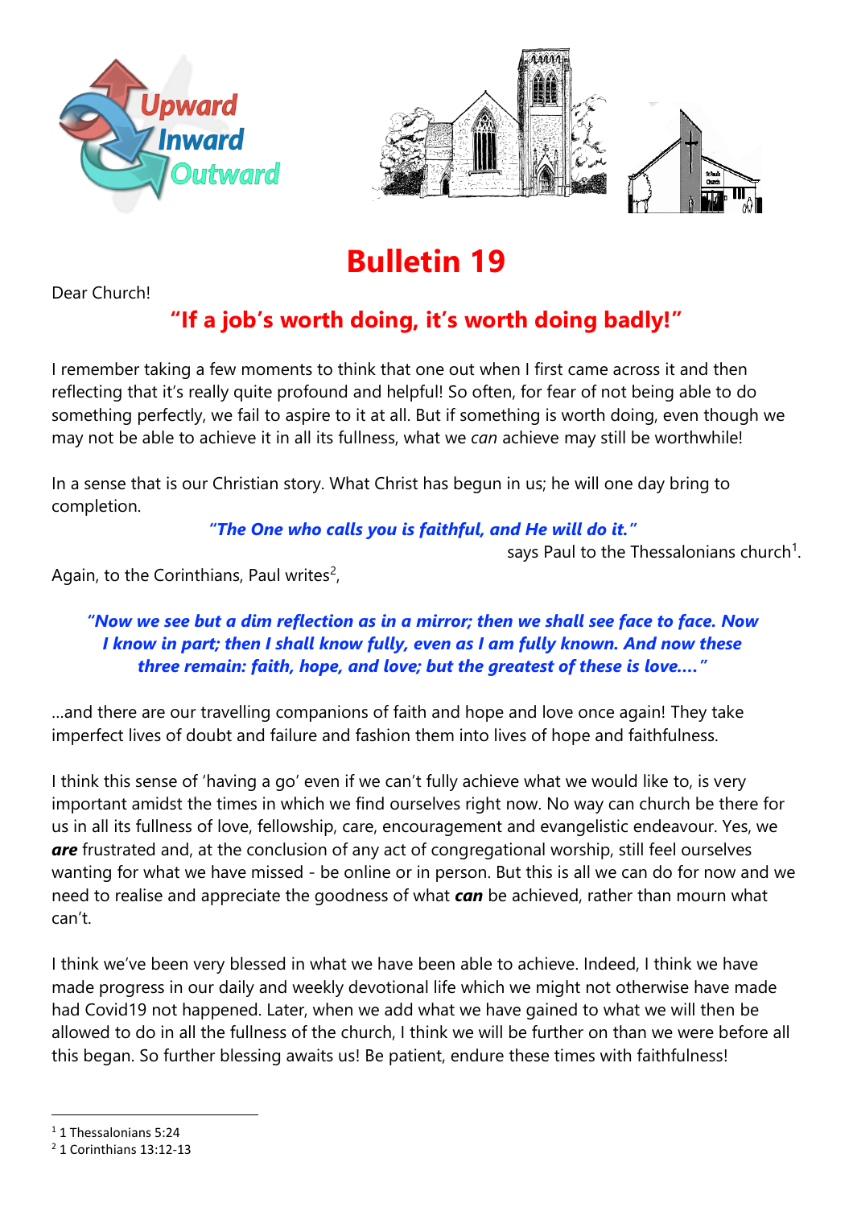# Bulletin 19

Dear Church!

## "If a job's worth doing, it's worth doing badly!"

I remember taking a few moments to think that one out when I first came across it and then reflecting that it's really quite profound and helpful! So often, for fear of not being able to do something perfectly, we fail to aspire to it at all. But if something is worth doing, even though we may not be able to achieve it in all its fullness, what we *can* achieve may still be worthwhile!

In a sense that is our Christian story. What Christ has begun in us; he will one day bring to completion.

***"The One who calls you is faithful, and He will do it."***

says Paul to the Thessalonians church[1].

Again, to the Corinthians, Paul writes[2],

***"Now we see but a dim reflection as in a mirror; then we shall see face to face. Now I know in part; then I shall know fully, even as I am fully known. And now these three remain: faith, hope, and love; but the greatest of these is love…."***

…and there are our travelling companions of faith and hope and love once again! They take imperfect lives of doubt and failure and fashion them into lives of hope and faithfulness.

I think this sense of 'having a go' even if we can't fully achieve what we would like to, is very important amidst the times in which we find ourselves right now. No way can church be there for us in all its fullness of love, fellowship, care, encouragement and evangelistic endeavour. Yes, we ***are*** frustrated and, at the conclusion of any act of congregational worship, still feel ourselves wanting for what we have missed - be online or in person. But this is all we can do for now and we need to realise and appreciate the goodness of what ***can*** be achieved, rather than mourn what can't.

I think we've been very blessed in what we have been able to achieve. Indeed, I think we have made progress in our daily and weekly devotional life which we might not otherwise have made had Covid19 not happened. Later, when we add what we have gained to what we will then be allowed to do in all the fullness of the church, I think we will be further on than we were before all this began. So further blessing awaits us! Be patient, endure these times with faithfulness!

---

[1] 1 Thessalonians 5:24

[2] 1 Corinthians 13:12-13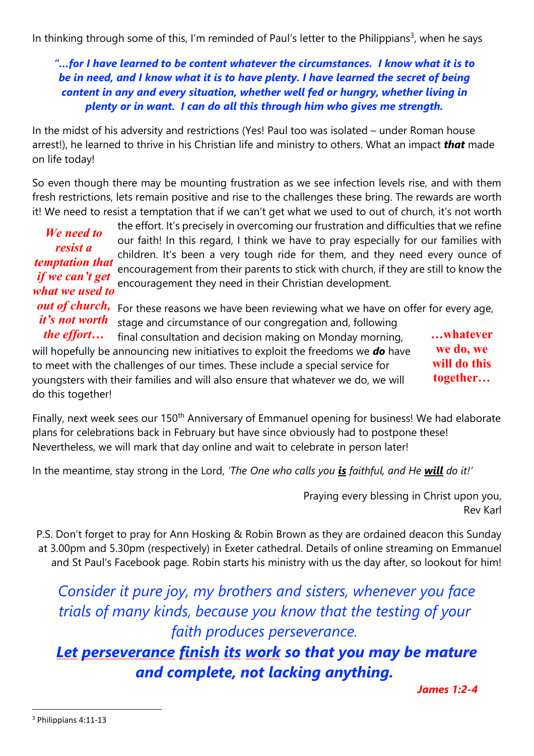In thinking through some of this, I'm reminded of Paul's letter to the Philippians[3], when he says

***"…for I have learned to be content whatever the circumstances. I know what it is to be in need, and I know what it is to have plenty. I have learned the secret of being content in any and every situation, whether well fed or hungry, whether living in plenty or in want. I can do all this through him who gives me strength.***

In the midst of his adversity and restrictions (Yes! Paul too was isolated – under Roman house arrest!), he learned to thrive in his Christian life and ministry to others. What an impact ***that*** made on life today!

So even though there may be mounting frustration as we see infection levels rise, and with them fresh restrictions, lets remain positive and rise to the challenges these bring. The rewards are worth it! We need to resist a temptation that if we can't get what we used to out of church, it's not worth the effort. It's precisely in overcoming our frustration and difficulties that we refine our faith! In this regard, I think we have to pray especially for our families with children. It's been a very tough ride for them, and they need every ounce of encouragement from their parents to stick with church, if they are still to know the encouragement they need in their Christian development.

***We need to resist a temptation that if we can't get what we used to out of church, it's not worth the effort…***

For these reasons we have been reviewing what we have on offer for every age, stage and circumstance of our congregation and, following final consultation and decision making on Monday morning, will hopefully be announcing new initiatives to exploit the freedoms we ***do*** have to meet with the challenges of our times. These include a special service for youngsters with their families and will also ensure that whatever we do, we will do this together!

**…whatever we do, we will do this together…**

Finally, next week sees our 150th Anniversary of Emmanuel opening for business! We had elaborate plans for celebrations back in February but have since obviously had to postpone these! Nevertheless, we will mark that day online and wait to celebrate in person later!

In the meantime, stay strong in the Lord, *'The One who calls you **is** faithful, and He **will** do it!'*

Praying every blessing in Christ upon you,
Rev Karl

P.S. Don't forget to pray for Ann Hosking & Robin Brown as they are ordained deacon this Sunday at 3.00pm and 5.30pm (respectively) in Exeter cathedral. Details of online streaming on Emmanuel and St Paul's Facebook page. Robin starts his ministry with us the day after, so lookout for him!

*Consider it pure joy, my brothers and sisters, whenever you face trials of many kinds, because you know that the testing of your faith produces perseverance.*

***Let perseverance finish its work so that you may be mature and complete, not lacking anything.***

***James 1:2-4***

[3] Philippians 4:11-13